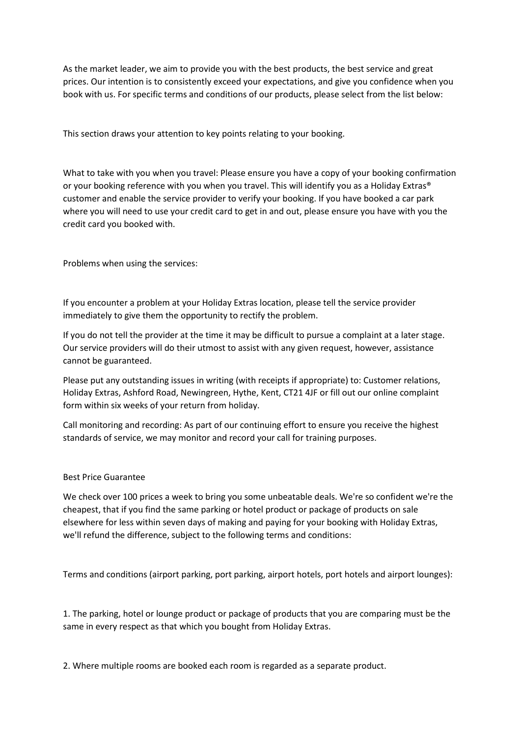As the market leader, we aim to provide you with the best products, the best service and great prices. Our intention is to consistently exceed your expectations, and give you confidence when you book with us. For specific terms and conditions of our products, please select from the list below:

This section draws your attention to key points relating to your booking.

What to take with you when you travel: Please ensure you have a copy of your booking confirmation or your booking reference with you when you travel. This will identify you as a Holiday Extras® customer and enable the service provider to verify your booking. If you have booked a car park where you will need to use your credit card to get in and out, please ensure you have with you the credit card you booked with.

Problems when using the services:

If you encounter a problem at your Holiday Extras location, please tell the service provider immediately to give them the opportunity to rectify the problem.

If you do not tell the provider at the time it may be difficult to pursue a complaint at a later stage. Our service providers will do their utmost to assist with any given request, however, assistance cannot be guaranteed.

Please put any outstanding issues in writing (with receipts if appropriate) to: Customer relations, Holiday Extras, Ashford Road, Newingreen, Hythe, Kent, CT21 4JF or fill out our online complaint form within six weeks of your return from holiday.

Call monitoring and recording: As part of our continuing effort to ensure you receive the highest standards of service, we may monitor and record your call for training purposes.

Best Price Guarantee

We check over 100 prices a week to bring you some unbeatable deals. We're so confident we're the cheapest, that if you find the same parking or hotel product or package of products on sale elsewhere for less within seven days of making and paying for your booking with Holiday Extras, we'll refund the difference, subject to the following terms and conditions:

Terms and conditions (airport parking, port parking, airport hotels, port hotels and airport lounges):

1. The parking, hotel or lounge product or package of products that you are comparing must be the same in every respect as that which you bought from Holiday Extras.

2. Where multiple rooms are booked each room is regarded as a separate product.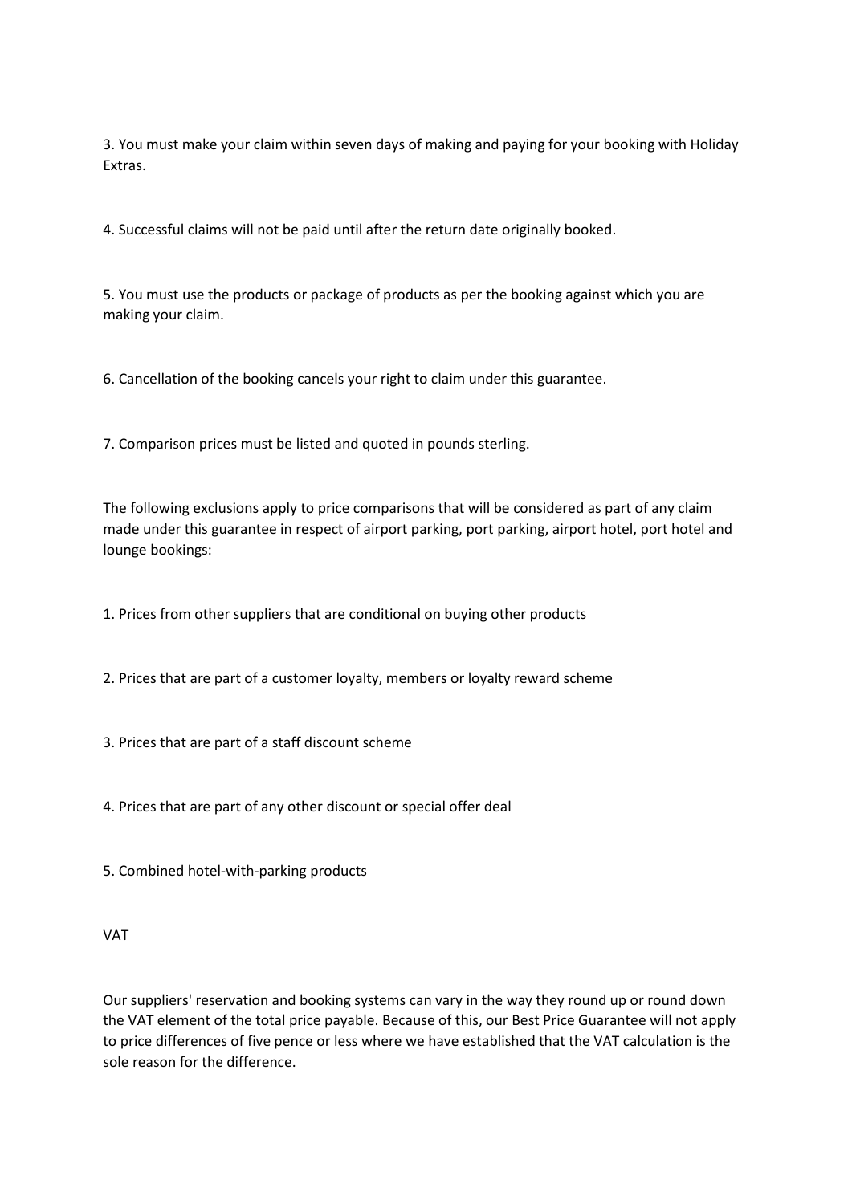3. You must make your claim within seven days of making and paying for your booking with Holiday Extras.

4. Successful claims will not be paid until after the return date originally booked.

5. You must use the products or package of products as per the booking against which you are making your claim.

6. Cancellation of the booking cancels your right to claim under this guarantee.

7. Comparison prices must be listed and quoted in pounds sterling.

The following exclusions apply to price comparisons that will be considered as part of any claim made under this guarantee in respect of airport parking, port parking, airport hotel, port hotel and lounge bookings:

1. Prices from other suppliers that are conditional on buying other products

2. Prices that are part of a customer loyalty, members or loyalty reward scheme

3. Prices that are part of a staff discount scheme

4. Prices that are part of any other discount or special offer deal

5. Combined hotel-with-parking products

VAT

Our suppliers' reservation and booking systems can vary in the way they round up or round down the VAT element of the total price payable. Because of this, our Best Price Guarantee will not apply to price differences of five pence or less where we have established that the VAT calculation is the sole reason for the difference.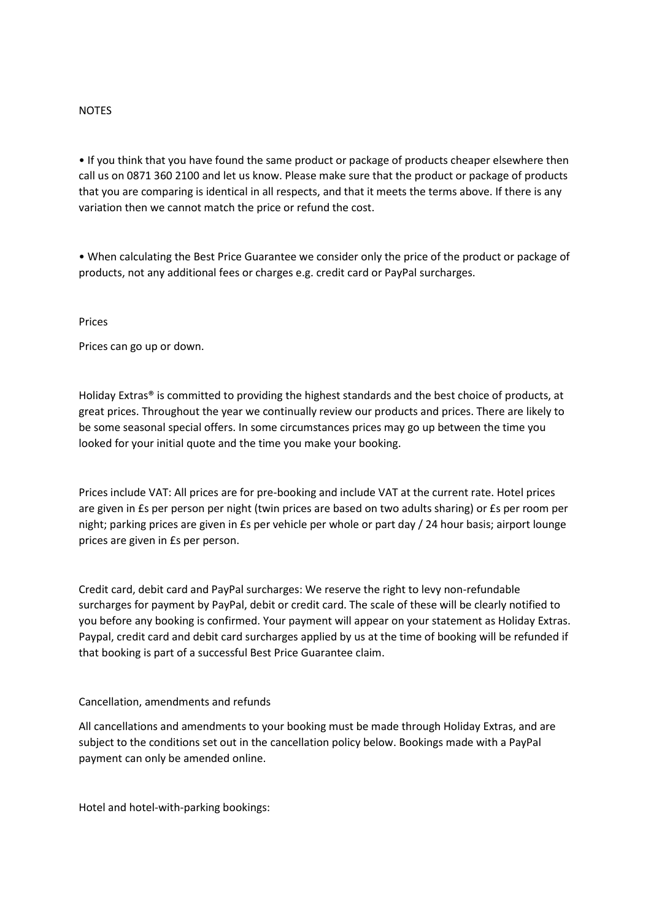NOTES

- If you think that you have found the same product or package of products cheaper elsewhere then call us on 0871 360 2100 and let us know. Please make sure that the product or package of products that you are comparing is identical in all respects, and that it meets the terms above. If there is any variation then we cannot match the price or refund the cost.

- When calculating the Best Price Guarantee we consider only the price of the product or package of products, not any additional fees or charges e.g. credit card or PayPal surcharges.

Prices

Prices can go up or down.

Holiday Extras® is committed to providing the highest standards and the best choice of products, at great prices. Throughout the year we continually review our products and prices. There are likely to be some seasonal special offers. In some circumstances prices may go up between the time you looked for your initial quote and the time you make your booking.

Prices include VAT: All prices are for pre-booking and include VAT at the current rate. Hotel prices are given in £s per person per night (twin prices are based on two adults sharing) or £s per room per night; parking prices are given in £s per vehicle per whole or part day / 24 hour basis; airport lounge prices are given in £s per person.

Credit card, debit card and PayPal surcharges: We reserve the right to levy non-refundable surcharges for payment by PayPal, debit or credit card. The scale of these will be clearly notified to you before any booking is confirmed. Your payment will appear on your statement as Holiday Extras. Paypal, credit card and debit card surcharges applied by us at the time of booking will be refunded if that booking is part of a successful Best Price Guarantee claim.

Cancellation, amendments and refunds

All cancellations and amendments to your booking must be made through Holiday Extras, and are subject to the conditions set out in the cancellation policy below. Bookings made with a PayPal payment can only be amended online.

Hotel and hotel-with-parking bookings: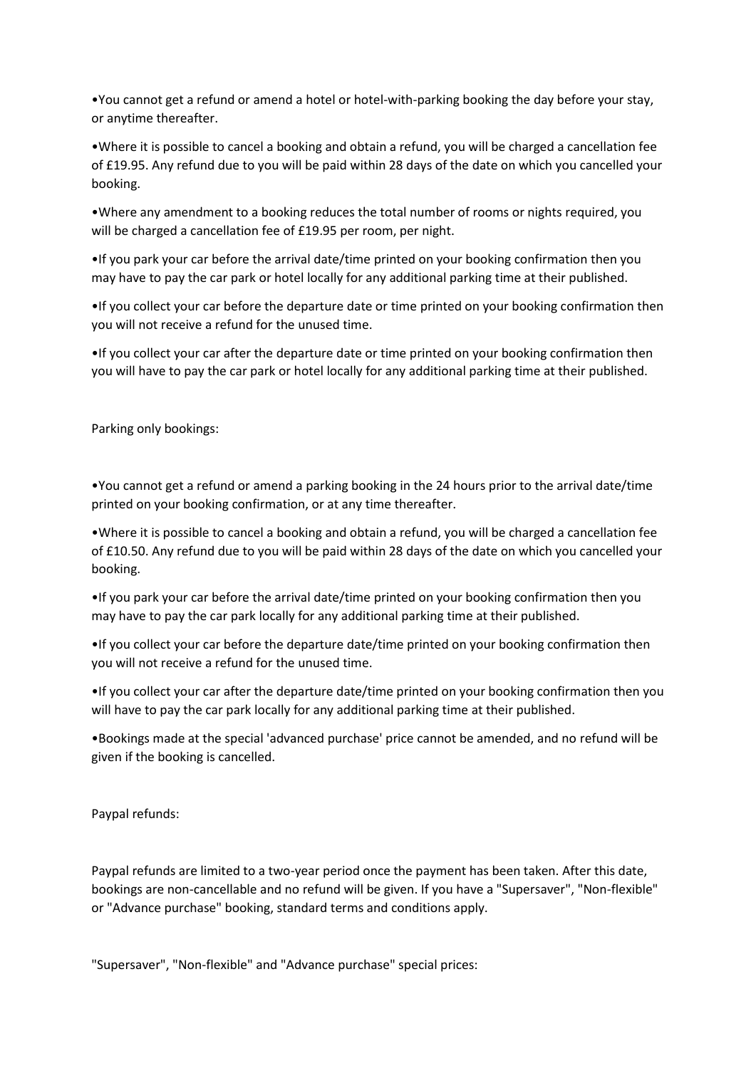•You cannot get a refund or amend a hotel or hotel-with-parking booking the day before your stay, or anytime thereafter.

•Where it is possible to cancel a booking and obtain a refund, you will be charged a cancellation fee of £19.95. Any refund due to you will be paid within 28 days of the date on which you cancelled your booking.

•Where any amendment to a booking reduces the total number of rooms or nights required, you will be charged a cancellation fee of £19.95 per room, per night.

•If you park your car before the arrival date/time printed on your booking confirmation then you may have to pay the car park or hotel locally for any additional parking time at their published.

•If you collect your car before the departure date or time printed on your booking confirmation then you will not receive a refund for the unused time.

•If you collect your car after the departure date or time printed on your booking confirmation then you will have to pay the car park or hotel locally for any additional parking time at their published.

Parking only bookings:

•You cannot get a refund or amend a parking booking in the 24 hours prior to the arrival date/time printed on your booking confirmation, or at any time thereafter.

•Where it is possible to cancel a booking and obtain a refund, you will be charged a cancellation fee of £10.50. Any refund due to you will be paid within 28 days of the date on which you cancelled your booking.

•If you park your car before the arrival date/time printed on your booking confirmation then you may have to pay the car park locally for any additional parking time at their published.

•If you collect your car before the departure date/time printed on your booking confirmation then you will not receive a refund for the unused time.

•If you collect your car after the departure date/time printed on your booking confirmation then you will have to pay the car park locally for any additional parking time at their published.

•Bookings made at the special 'advanced purchase' price cannot be amended, and no refund will be given if the booking is cancelled.

Paypal refunds:

Paypal refunds are limited to a two-year period once the payment has been taken. After this date, bookings are non-cancellable and no refund will be given. If you have a "Supersaver", "Non-flexible" or "Advance purchase" booking, standard terms and conditions apply.

"Supersaver", "Non-flexible" and "Advance purchase" special prices: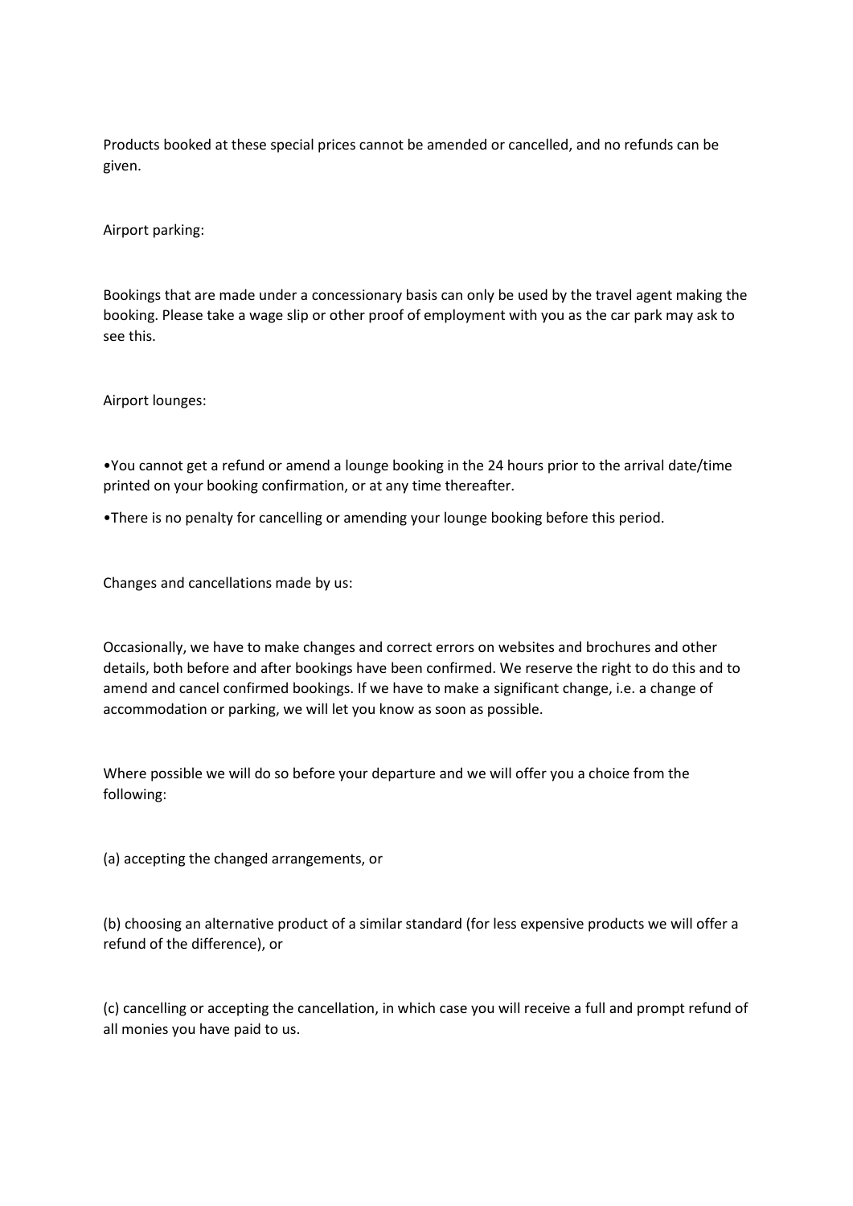Products booked at these special prices cannot be amended or cancelled, and no refunds can be given.

Airport parking:

Bookings that are made under a concessionary basis can only be used by the travel agent making the booking. Please take a wage slip or other proof of employment with you as the car park may ask to see this.

Airport lounges:

- You cannot get a refund or amend a lounge booking in the 24 hours prior to the arrival date/time printed on your booking confirmation, or at any time thereafter.
- There is no penalty for cancelling or amending your lounge booking before this period.

Changes and cancellations made by us:

Occasionally, we have to make changes and correct errors on websites and brochures and other details, both before and after bookings have been confirmed. We reserve the right to do this and to amend and cancel confirmed bookings. If we have to make a significant change, i.e. a change of accommodation or parking, we will let you know as soon as possible.

Where possible we will do so before your departure and we will offer you a choice from the following:

(a) accepting the changed arrangements, or

(b) choosing an alternative product of a similar standard (for less expensive products we will offer a refund of the difference), or

(c) cancelling or accepting the cancellation, in which case you will receive a full and prompt refund of all monies you have paid to us.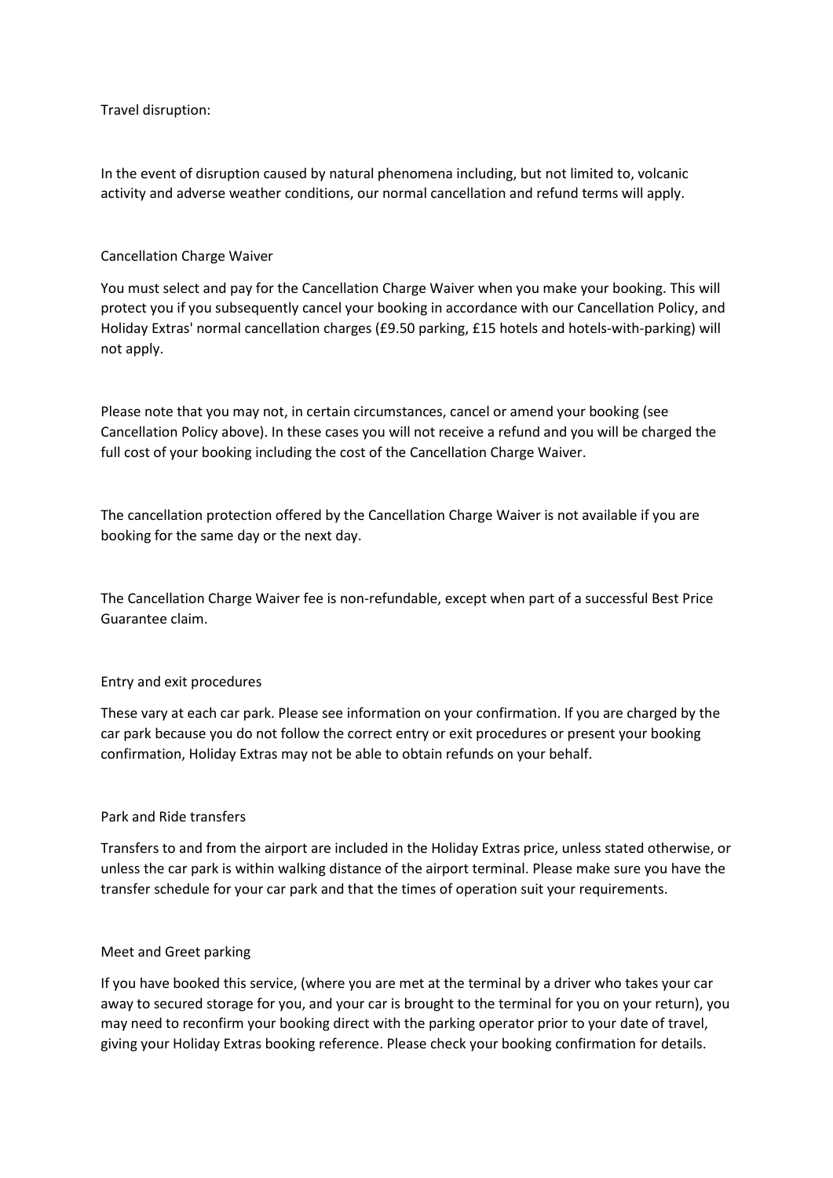## Travel disruption:

In the event of disruption caused by natural phenomena including, but not limited to, volcanic activity and adverse weather conditions, our normal cancellation and refund terms will apply.

## Cancellation Charge Waiver

You must select and pay for the Cancellation Charge Waiver when you make your booking. This will protect you if you subsequently cancel your booking in accordance with our Cancellation Policy, and Holiday Extras' normal cancellation charges (£9.50 parking, £15 hotels and hotels-with-parking) will not apply.

Please note that you may not, in certain circumstances, cancel or amend your booking (see Cancellation Policy above). In these cases you will not receive a refund and you will be charged the full cost of your booking including the cost of the Cancellation Charge Waiver.

The cancellation protection offered by the Cancellation Charge Waiver is not available if you are booking for the same day or the next day.

The Cancellation Charge Waiver fee is non-refundable, except when part of a successful Best Price Guarantee claim.

## Entry and exit procedures

These vary at each car park. Please see information on your confirmation. If you are charged by the car park because you do not follow the correct entry or exit procedures or present your booking confirmation, Holiday Extras may not be able to obtain refunds on your behalf.

## Park and Ride transfers

Transfers to and from the airport are included in the Holiday Extras price, unless stated otherwise, or unless the car park is within walking distance of the airport terminal. Please make sure you have the transfer schedule for your car park and that the times of operation suit your requirements.

## Meet and Greet parking

If you have booked this service, (where you are met at the terminal by a driver who takes your car away to secured storage for you, and your car is brought to the terminal for you on your return), you may need to reconfirm your booking direct with the parking operator prior to your date of travel, giving your Holiday Extras booking reference. Please check your booking confirmation for details.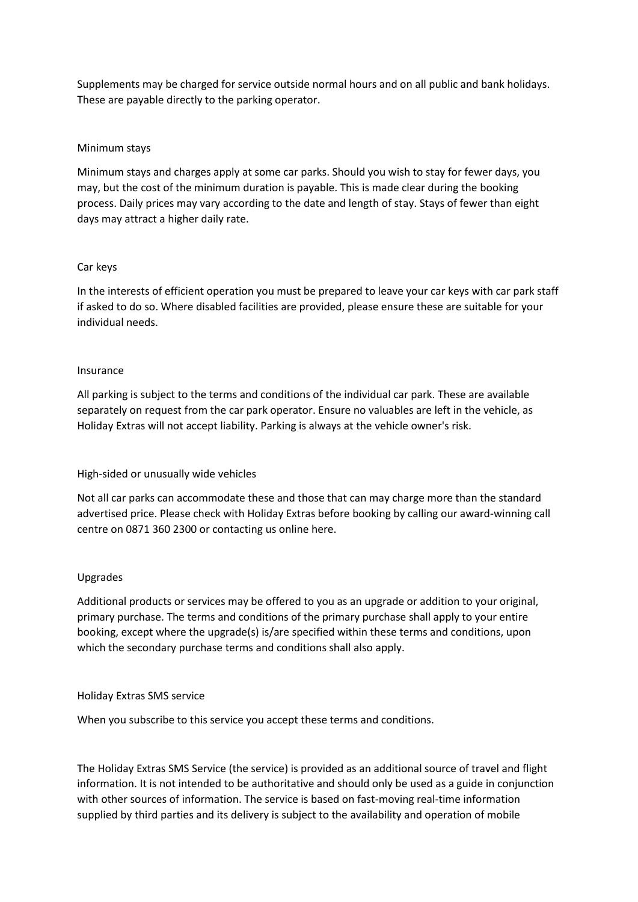Supplements may be charged for service outside normal hours and on all public and bank holidays. These are payable directly to the parking operator.

### Minimum stays

Minimum stays and charges apply at some car parks. Should you wish to stay for fewer days, you may, but the cost of the minimum duration is payable. This is made clear during the booking process. Daily prices may vary according to the date and length of stay. Stays of fewer than eight days may attract a higher daily rate.

### Car keys

In the interests of efficient operation you must be prepared to leave your car keys with car park staff if asked to do so. Where disabled facilities are provided, please ensure these are suitable for your individual needs.

### Insurance

All parking is subject to the terms and conditions of the individual car park. These are available separately on request from the car park operator. Ensure no valuables are left in the vehicle, as Holiday Extras will not accept liability. Parking is always at the vehicle owner's risk.

### High-sided or unusually wide vehicles

Not all car parks can accommodate these and those that can may charge more than the standard advertised price. Please check with Holiday Extras before booking by calling our award-winning call centre on 0871 360 2300 or contacting us online here.

### Upgrades

Additional products or services may be offered to you as an upgrade or addition to your original, primary purchase. The terms and conditions of the primary purchase shall apply to your entire booking, except where the upgrade(s) is/are specified within these terms and conditions, upon which the secondary purchase terms and conditions shall also apply.

### Holiday Extras SMS service

When you subscribe to this service you accept these terms and conditions.

The Holiday Extras SMS Service (the service) is provided as an additional source of travel and flight information. It is not intended to be authoritative and should only be used as a guide in conjunction with other sources of information. The service is based on fast-moving real-time information supplied by third parties and its delivery is subject to the availability and operation of mobile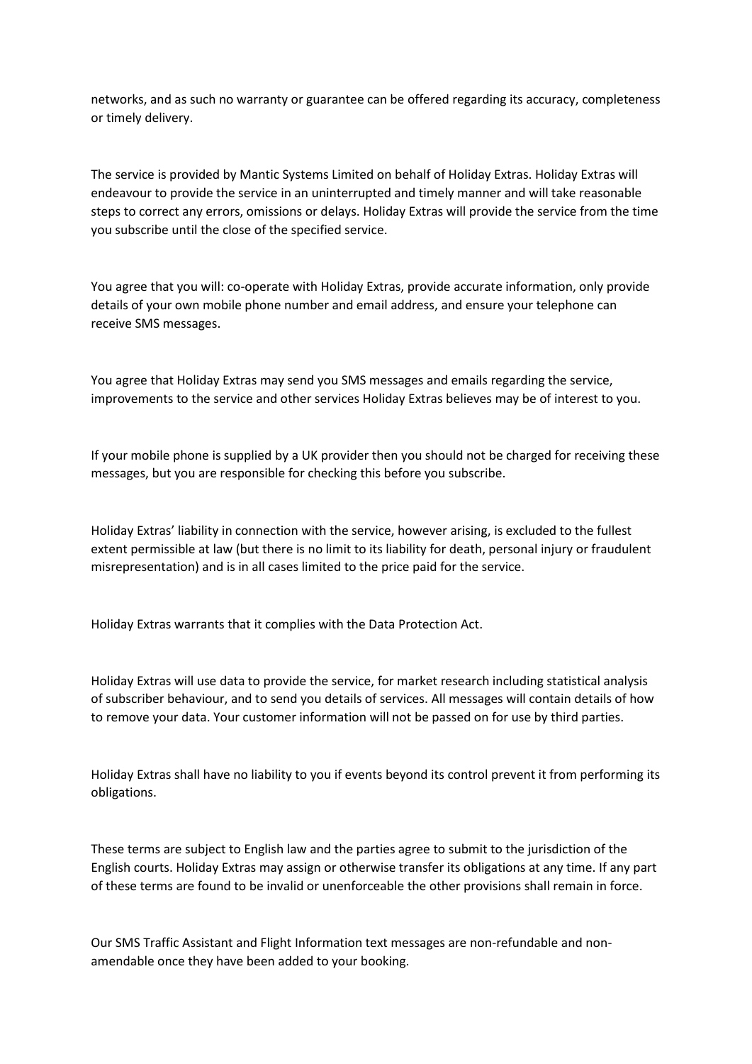networks, and as such no warranty or guarantee can be offered regarding its accuracy, completeness or timely delivery.

The service is provided by Mantic Systems Limited on behalf of Holiday Extras. Holiday Extras will endeavour to provide the service in an uninterrupted and timely manner and will take reasonable steps to correct any errors, omissions or delays. Holiday Extras will provide the service from the time you subscribe until the close of the specified service.

You agree that you will: co-operate with Holiday Extras, provide accurate information, only provide details of your own mobile phone number and email address, and ensure your telephone can receive SMS messages.

You agree that Holiday Extras may send you SMS messages and emails regarding the service, improvements to the service and other services Holiday Extras believes may be of interest to you.

If your mobile phone is supplied by a UK provider then you should not be charged for receiving these messages, but you are responsible for checking this before you subscribe.

Holiday Extras' liability in connection with the service, however arising, is excluded to the fullest extent permissible at law (but there is no limit to its liability for death, personal injury or fraudulent misrepresentation) and is in all cases limited to the price paid for the service.

Holiday Extras warrants that it complies with the Data Protection Act.

Holiday Extras will use data to provide the service, for market research including statistical analysis of subscriber behaviour, and to send you details of services. All messages will contain details of how to remove your data. Your customer information will not be passed on for use by third parties.

Holiday Extras shall have no liability to you if events beyond its control prevent it from performing its obligations.

These terms are subject to English law and the parties agree to submit to the jurisdiction of the English courts. Holiday Extras may assign or otherwise transfer its obligations at any time. If any part of these terms are found to be invalid or unenforceable the other provisions shall remain in force.

Our SMS Traffic Assistant and Flight Information text messages are non-refundable and non-amendable once they have been added to your booking.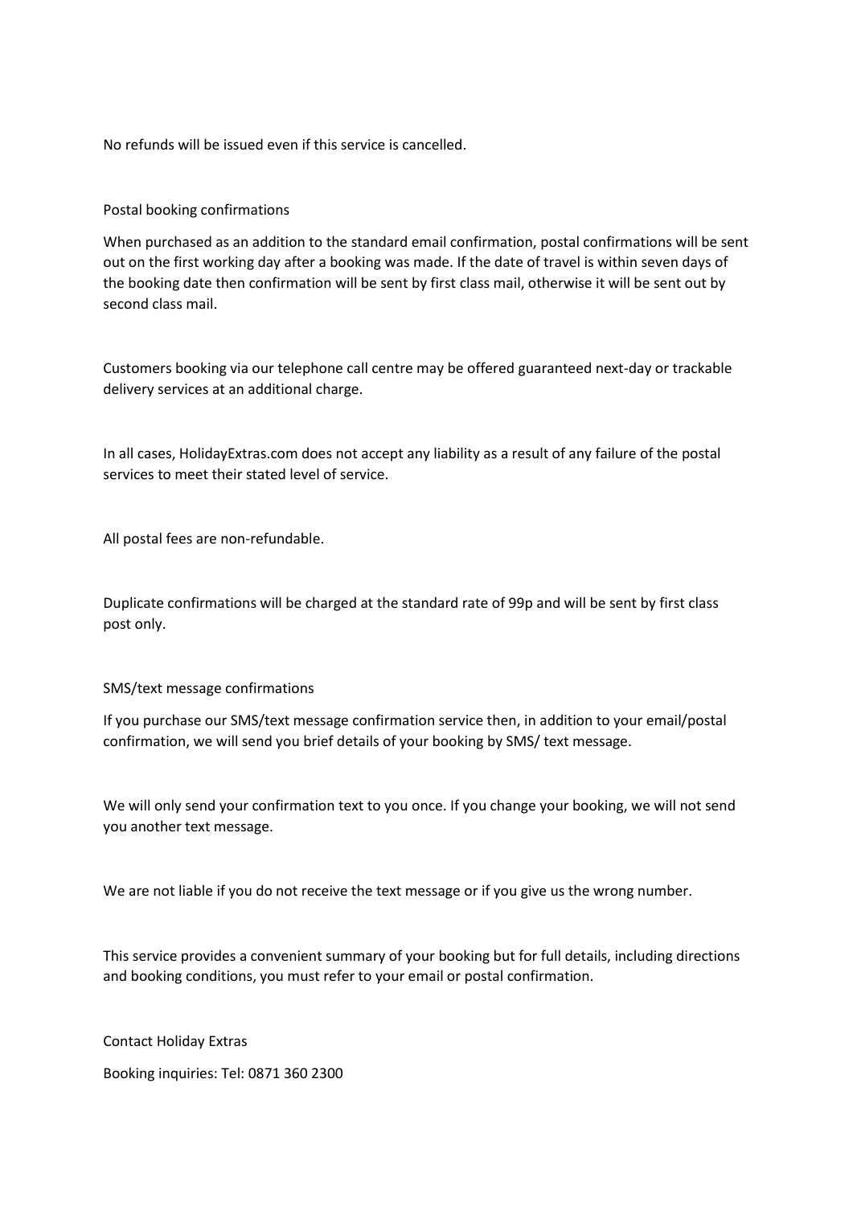No refunds will be issued even if this service is cancelled.

## Postal booking confirmations

When purchased as an addition to the standard email confirmation, postal confirmations will be sent out on the first working day after a booking was made. If the date of travel is within seven days of the booking date then confirmation will be sent by first class mail, otherwise it will be sent out by second class mail.

Customers booking via our telephone call centre may be offered guaranteed next-day or trackable delivery services at an additional charge.

In all cases, HolidayExtras.com does not accept any liability as a result of any failure of the postal services to meet their stated level of service.

All postal fees are non-refundable.

Duplicate confirmations will be charged at the standard rate of 99p and will be sent by first class post only.

## SMS/text message confirmations

If you purchase our SMS/text message confirmation service then, in addition to your email/postal confirmation, we will send you brief details of your booking by SMS/ text message.

We will only send your confirmation text to you once. If you change your booking, we will not send you another text message.

We are not liable if you do not receive the text message or if you give us the wrong number.

This service provides a convenient summary of your booking but for full details, including directions and booking conditions, you must refer to your email or postal confirmation.

## Contact Holiday Extras

Booking inquiries: Tel: 0871 360 2300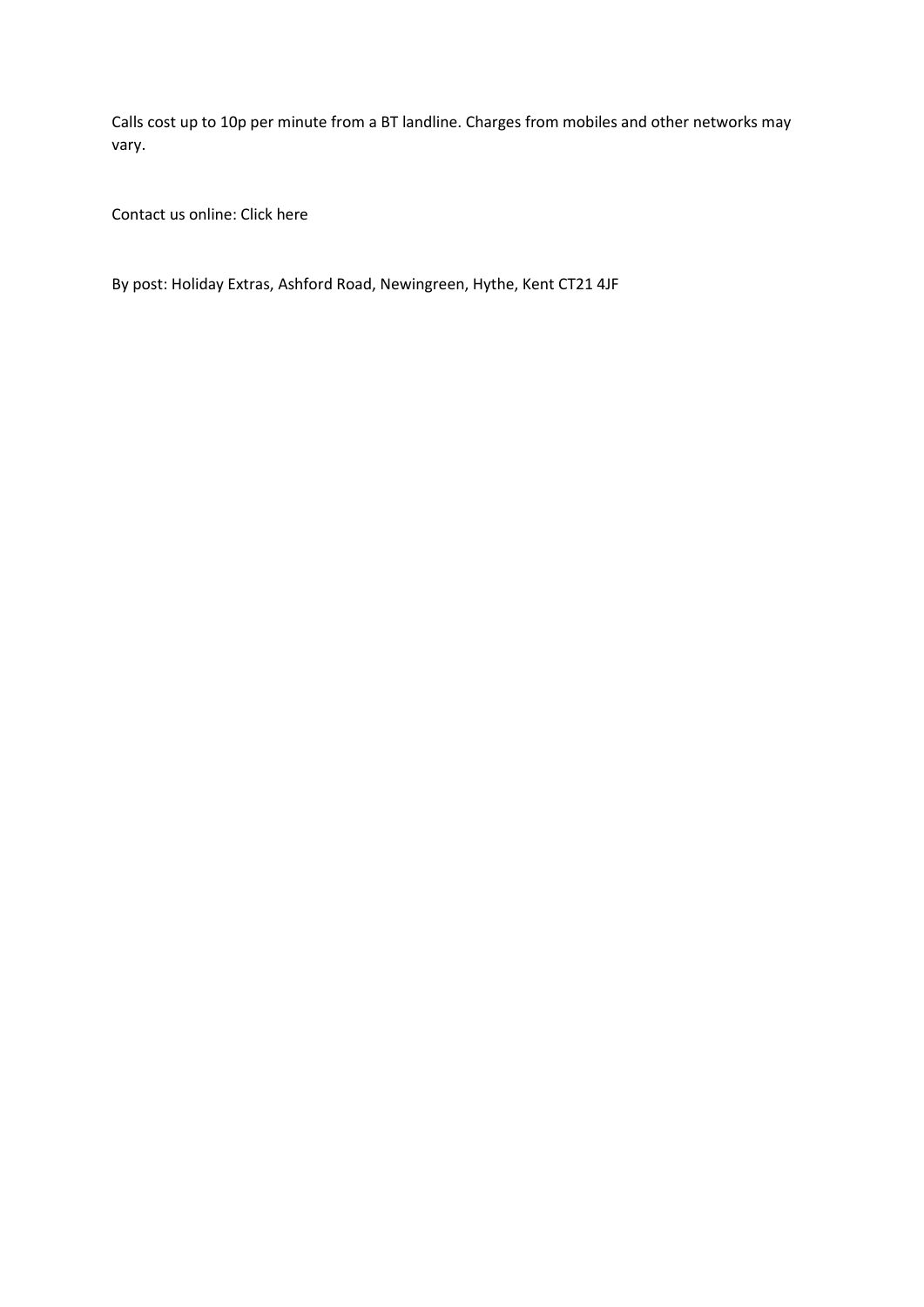Calls cost up to 10p per minute from a BT landline. Charges from mobiles and other networks may vary.

Contact us online: Click here

By post: Holiday Extras, Ashford Road, Newingreen, Hythe, Kent CT21 4JF